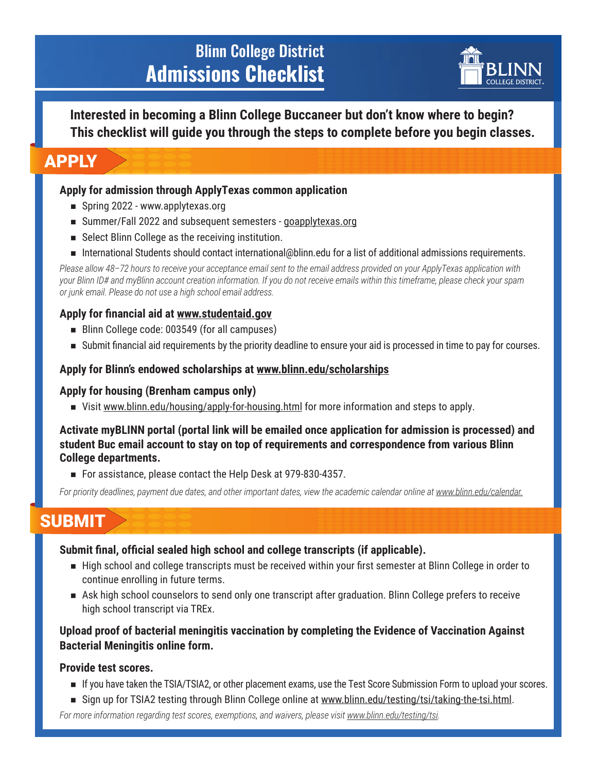# Blinn College District Admissions Checklist

BLINN COLLEGE DISTRICT.

**Interested in becoming a Blinn College Buccaneer but don't know where to begin? This checklist will guide you through the steps to complete before you begin classes.**

## APPLY

**Apply for admission through ApplyTexas common application**

- Spring 2022 - www.applytexas.org
- Summer/Fall 2022 and subsequent semesters - goapplytexas.org
- Select Blinn College as the receiving institution.
- International Students should contact international@blinn.edu for a list of additional admissions requirements.

*Please allow 48–72 hours to receive your acceptance email sent to the email address provided on your ApplyTexas application with your Blinn ID# and myBlinn account creation information. If you do not receive emails within this timeframe, please check your spam or junk email. Please do not use a high school email address.*

**Apply for financial aid at www.studentaid.gov**

- Blinn College code: 003549 (for all campuses)
- Submit financial aid requirements by the priority deadline to ensure your aid is processed in time to pay for courses.

**Apply for Blinn's endowed scholarships at www.blinn.edu/scholarships**

**Apply for housing (Brenham campus only)**

- Visit www.blinn.edu/housing/apply-for-housing.html for more information and steps to apply.

**Activate myBLINN portal (portal link will be emailed once application for admission is processed) and student Buc email account to stay on top of requirements and correspondence from various Blinn College departments.**

- For assistance, please contact the Help Desk at 979-830-4357.

*For priority deadlines, payment due dates, and other important dates, view the academic calendar online at www.blinn.edu/calendar.*

## SUBMIT

**Submit final, official sealed high school and college transcripts (if applicable).**

- High school and college transcripts must be received within your first semester at Blinn College in order to continue enrolling in future terms.
- Ask high school counselors to send only one transcript after graduation. Blinn College prefers to receive high school transcript via TREx.

**Upload proof of bacterial meningitis vaccination by completing the Evidence of Vaccination Against Bacterial Meningitis online form.**

**Provide test scores.**

- If you have taken the TSIA/TSIA2, or other placement exams, use the Test Score Submission Form to upload your scores.
- Sign up for TSIA2 testing through Blinn College online at www.blinn.edu/testing/tsi/taking-the-tsi.html.

*For more information regarding test scores, exemptions, and waivers, please visit www.blinn.edu/testing/tsi.*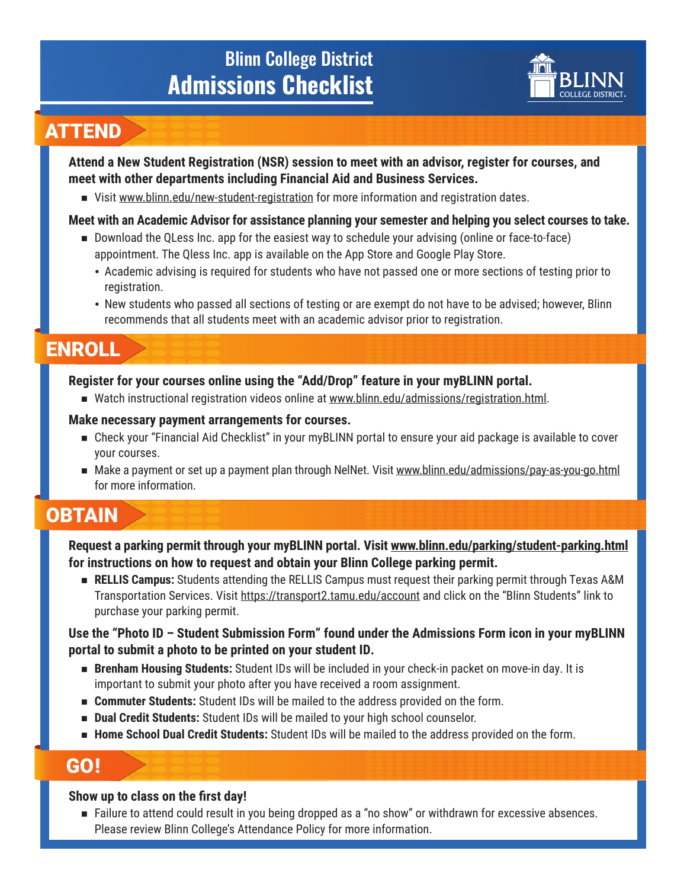# Blinn College District
# Admissions Checklist

## ATTEND

**Attend a New Student Registration (NSR) session to meet with an advisor, register for courses, and meet with other departments including Financial Aid and Business Services.**

- Visit www.blinn.edu/new-student-registration for more information and registration dates.

**Meet with an Academic Advisor for assistance planning your semester and helping you select courses to take.**

- Download the QLess Inc. app for the easiest way to schedule your advising (online or face-to-face) appointment. The Qless Inc. app is available on the App Store and Google Play Store.
  - Academic advising is required for students who have not passed one or more sections of testing prior to registration.
  - New students who passed all sections of testing or are exempt do not have to be advised; however, Blinn recommends that all students meet with an academic advisor prior to registration.

## ENROLL

**Register for your courses online using the "Add/Drop" feature in your myBLINN portal.**

- Watch instructional registration videos online at www.blinn.edu/admissions/registration.html.

**Make necessary payment arrangements for courses.**

- Check your "Financial Aid Checklist" in your myBLINN portal to ensure your aid package is available to cover your courses.
- Make a payment or set up a payment plan through NelNet. Visit www.blinn.edu/admissions/pay-as-you-go.html for more information.

## OBTAIN

**Request a parking permit through your myBLINN portal. Visit www.blinn.edu/parking/student-parking.html for instructions on how to request and obtain your Blinn College parking permit.**

- **RELLIS Campus:** Students attending the RELLIS Campus must request their parking permit through Texas A&M Transportation Services. Visit https://transport2.tamu.edu/account and click on the "Blinn Students" link to purchase your parking permit.

**Use the "Photo ID – Student Submission Form" found under the Admissions Form icon in your myBLINN portal to submit a photo to be printed on your student ID.**

- **Brenham Housing Students:** Student IDs will be included in your check-in packet on move-in day. It is important to submit your photo after you have received a room assignment.
- **Commuter Students:** Student IDs will be mailed to the address provided on the form.
- **Dual Credit Students:** Student IDs will be mailed to your high school counselor.
- **Home School Dual Credit Students:** Student IDs will be mailed to the address provided on the form.

## GO!

**Show up to class on the first day!**

- Failure to attend could result in you being dropped as a "no show" or withdrawn for excessive absences. Please review Blinn College's Attendance Policy for more information.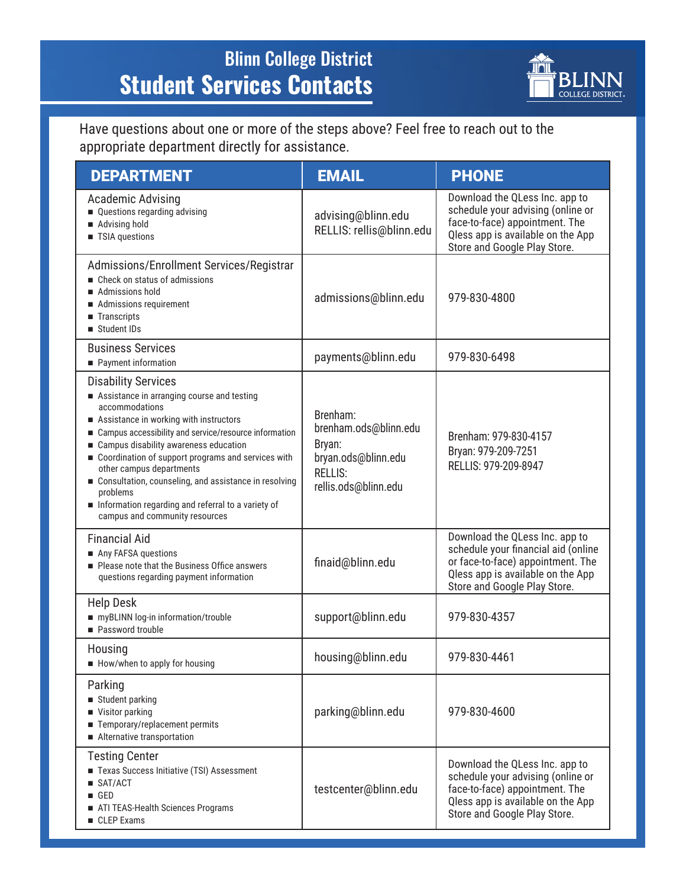# Blinn College District
## Student Services Contacts

Have questions about one or more of the steps above? Feel free to reach out to the appropriate department directly for assistance.

| DEPARTMENT | EMAIL | PHONE |
|---|---|---|
| Academic Advising<br>■ Questions regarding advising<br>■ Advising hold<br>■ TSIA questions | advising@blinn.edu<br>RELLIS: rellis@blinn.edu | Download the QLess Inc. app to schedule your advising (online or face-to-face) appointment. The Qless app is available on the App Store and Google Play Store. |
| Admissions/Enrollment Services/Registrar<br>■ Check on status of admissions<br>■ Admissions hold<br>■ Admissions requirement<br>■ Transcripts<br>■ Student IDs | admissions@blinn.edu | 979-830-4800 |
| Business Services<br>■ Payment information | payments@blinn.edu | 979-830-6498 |
| Disability Services<br>■ Assistance in arranging course and testing accommodations<br>■ Assistance in working with instructors<br>■ Campus accessibility and service/resource information<br>■ Campus disability awareness education<br>■ Coordination of support programs and services with other campus departments<br>■ Consultation, counseling, and assistance in resolving problems<br>■ Information regarding and referral to a variety of campus and community resources | Brenham:<br>brenham.ods@blinn.edu<br>Bryan:<br>bryan.ods@blinn.edu<br>RELLIS:<br>rellis.ods@blinn.edu | Brenham: 979-830-4157<br>Bryan: 979-209-7251<br>RELLIS: 979-209-8947 |
| Financial Aid<br>■ Any FAFSA questions<br>■ Please note that the Business Office answers questions regarding payment information | finaid@blinn.edu | Download the QLess Inc. app to schedule your financial aid (online or face-to-face) appointment. The Qless app is available on the App Store and Google Play Store. |
| Help Desk<br>■ myBLINN log-in information/trouble<br>■ Password trouble | support@blinn.edu | 979-830-4357 |
| Housing<br>■ How/when to apply for housing | housing@blinn.edu | 979-830-4461 |
| Parking<br>■ Student parking<br>■ Visitor parking<br>■ Temporary/replacement permits<br>■ Alternative transportation | parking@blinn.edu | 979-830-4600 |
| Testing Center<br>■ Texas Success Initiative (TSI) Assessment<br>■ SAT/ACT<br>■ GED<br>■ ATI TEAS-Health Sciences Programs<br>■ CLEP Exams | testcenter@blinn.edu | Download the QLess Inc. app to schedule your advising (online or face-to-face) appointment. The Qless app is available on the App Store and Google Play Store. |